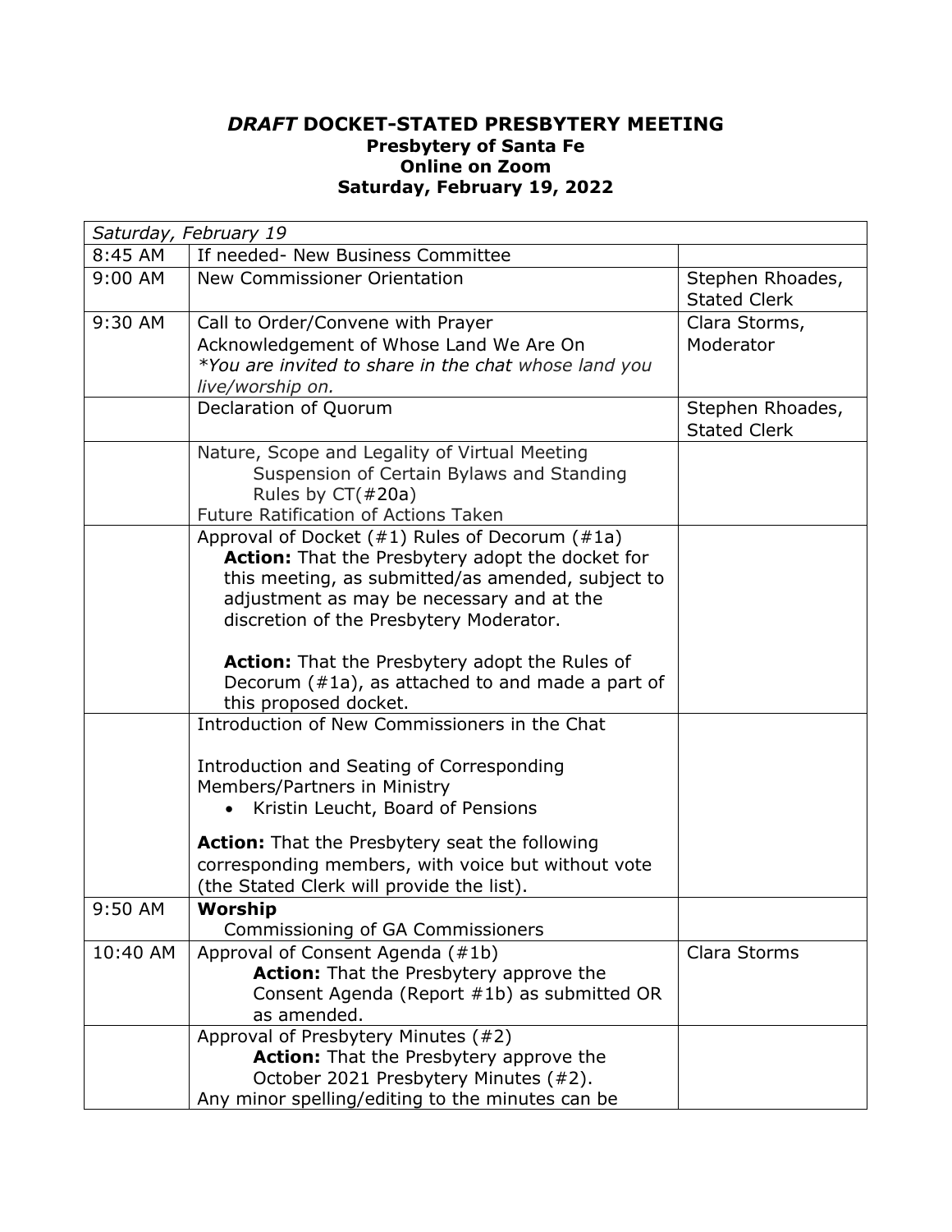# *DRAFT* DOCKET-STATED PRESBYTERY MEETING

## Presbytery of Santa Fe

## Online on Zoom

## Saturday, February 19, 2022

| *Saturday, February 19* | | |
|---|---|---|
| 8:45 AM | If needed- New Business Committee | |
| 9:00 AM | New Commissioner Orientation | Stephen Rhoades, Stated Clerk |
| 9:30 AM | Call to Order/Convene with Prayer<br>Acknowledgement of Whose Land We Are On<br>*\*You are invited to share in the chat whose land you live/worship on.* | Clara Storms, Moderator |
| | Declaration of Quorum | Stephen Rhoades, Stated Clerk |
| | Nature, Scope and Legality of Virtual Meeting<br>Suspension of Certain Bylaws and Standing Rules by CT(#20a)<br>Future Ratification of Actions Taken | |
| | Approval of Docket (#1) Rules of Decorum (#1a)<br>**Action:** That the Presbytery adopt the docket for this meeting, as submitted/as amended, subject to adjustment as may be necessary and at the discretion of the Presbytery Moderator.<br><br>**Action:** That the Presbytery adopt the Rules of Decorum (#1a), as attached to and made a part of this proposed docket. | |
| | Introduction of New Commissioners in the Chat<br><br>Introduction and Seating of Corresponding Members/Partners in Ministry<br>• Kristin Leucht, Board of Pensions<br><br>**Action:** That the Presbytery seat the following corresponding members, with voice but without vote (the Stated Clerk will provide the list). | |
| 9:50 AM | **Worship**<br>Commissioning of GA Commissioners | |
| 10:40 AM | Approval of Consent Agenda (#1b)<br>**Action:** That the Presbytery approve the Consent Agenda (Report #1b) as submitted OR as amended. | Clara Storms |
| | Approval of Presbytery Minutes (#2)<br>**Action:** That the Presbytery approve the October 2021 Presbytery Minutes (#2).<br>Any minor spelling/editing to the minutes can be | |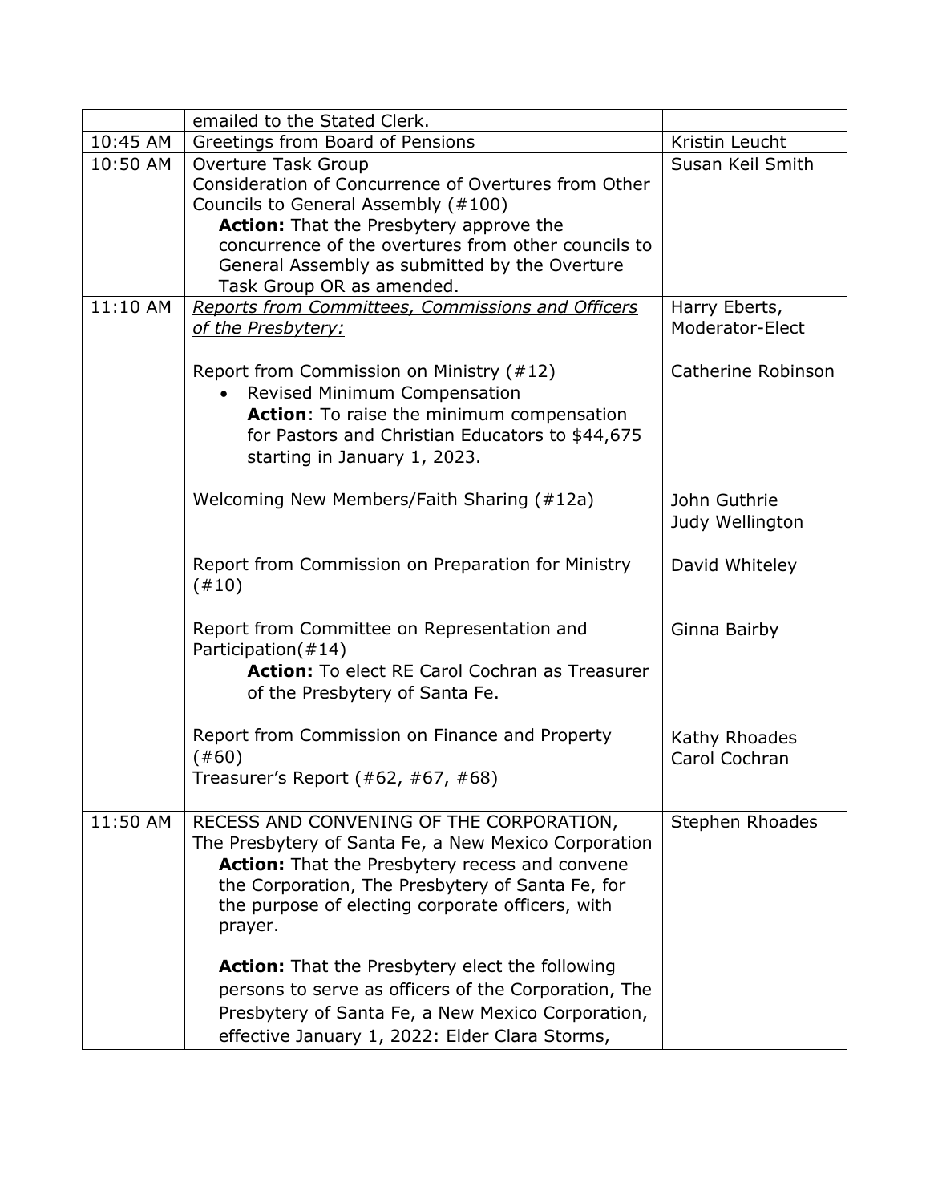| | | |
|---|---|---|
| | emailed to the Stated Clerk. | |
| 10:45 AM | Greetings from Board of Pensions | Kristin Leucht |
| 10:50 AM | Overture Task Group<br>Consideration of Concurrence of Overtures from Other Councils to General Assembly (#100)<br>**Action:** That the Presbytery approve the concurrence of the overtures from other councils to General Assembly as submitted by the Overture Task Group OR as amended. | Susan Keil Smith |
| 11:10 AM | *Reports from Committees, Commissions and Officers of the Presbytery:*<br><br>Report from Commission on Ministry (#12)<br>• Revised Minimum Compensation<br>**Action**: To raise the minimum compensation for Pastors and Christian Educators to $44,675 starting in January 1, 2023.<br><br>Welcoming New Members/Faith Sharing (#12a)<br><br>Report from Commission on Preparation for Ministry (#10)<br><br>Report from Committee on Representation and Participation(#14)<br>**Action:** To elect RE Carol Cochran as Treasurer of the Presbytery of Santa Fe.<br><br>Report from Commission on Finance and Property (#60)<br>Treasurer's Report (#62, #67, #68) | Harry Eberts, Moderator-Elect<br><br>Catherine Robinson<br><br>John Guthrie<br>Judy Wellington<br><br>David Whiteley<br><br>Ginna Bairby<br><br>Kathy Rhoades<br>Carol Cochran |
| 11:50 AM | RECESS AND CONVENING OF THE CORPORATION, The Presbytery of Santa Fe, a New Mexico Corporation<br>**Action:** That the Presbytery recess and convene the Corporation, The Presbytery of Santa Fe, for the purpose of electing corporate officers, with prayer.<br><br>**Action:** That the Presbytery elect the following persons to serve as officers of the Corporation, The Presbytery of Santa Fe, a New Mexico Corporation, effective January 1, 2022: Elder Clara Storms, | Stephen Rhoades |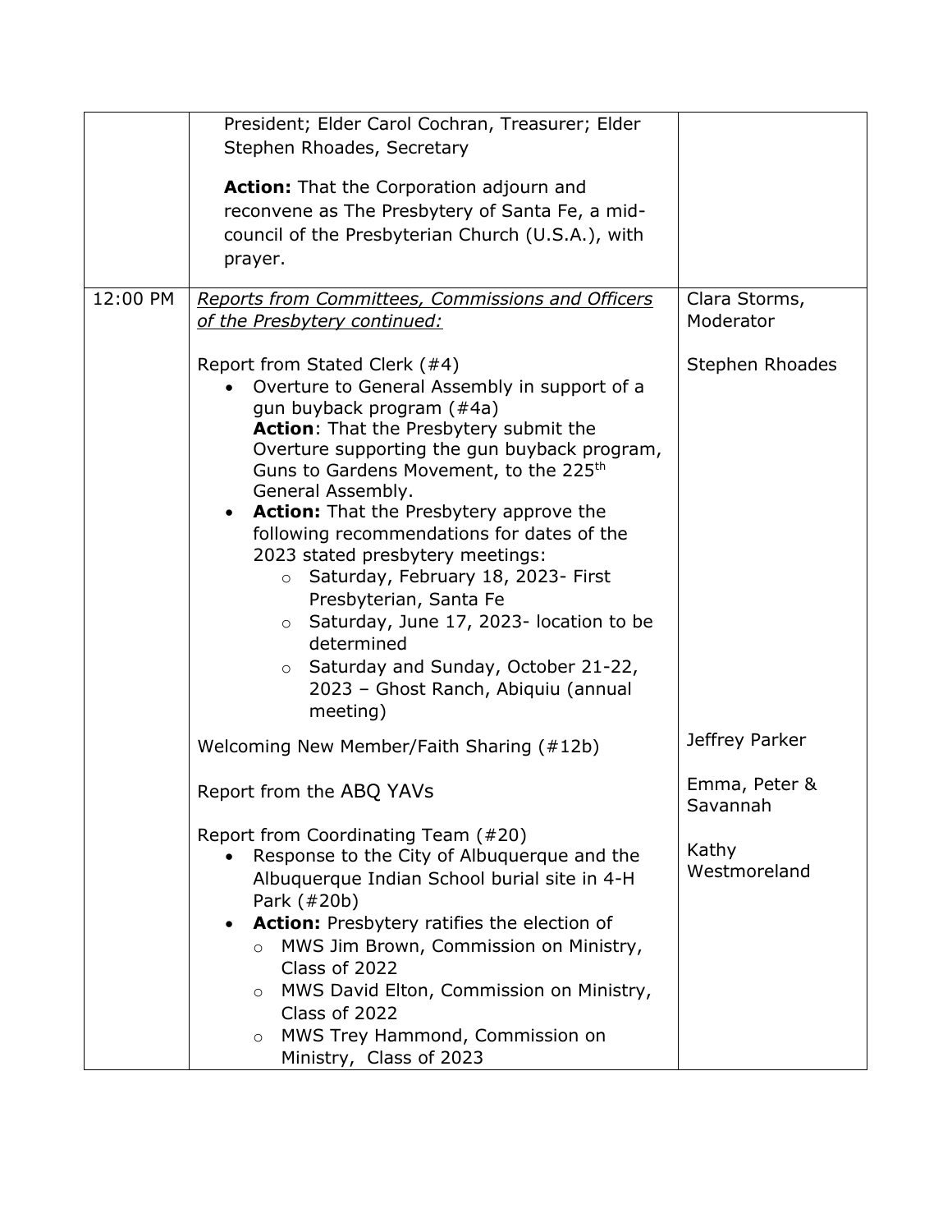| | | |
|---|---|---|
| | President; Elder Carol Cochran, Treasurer; Elder Stephen Rhoades, Secretary<br><br>**Action:** That the Corporation adjourn and reconvene as The Presbytery of Santa Fe, a mid-council of the Presbyterian Church (U.S.A.), with prayer. | |
| 12:00 PM | *Reports from Committees, Commissions and Officers of the Presbytery continued:*<br><br>Report from Stated Clerk (#4)<br>• Overture to General Assembly in support of a gun buyback program (#4a)<br>**Action**: That the Presbytery submit the Overture supporting the gun buyback program, Guns to Gardens Movement, to the 225th General Assembly.<br>• **Action:** That the Presbytery approve the following recommendations for dates of the 2023 stated presbytery meetings:<br>  ○ Saturday, February 18, 2023- First Presbyterian, Santa Fe<br>  ○ Saturday, June 17, 2023- location to be determined<br>  ○ Saturday and Sunday, October 21-22, 2023 – Ghost Ranch, Abiquiu (annual meeting)<br><br>Welcoming New Member/Faith Sharing (#12b)<br><br>Report from the ABQ YAVs<br><br>Report from Coordinating Team (#20)<br>• Response to the City of Albuquerque and the Albuquerque Indian School burial site in 4-H Park (#20b)<br>• **Action:** Presbytery ratifies the election of<br>  ○ MWS Jim Brown, Commission on Ministry, Class of 2022<br>  ○ MWS David Elton, Commission on Ministry, Class of 2022<br>  ○ MWS Trey Hammond, Commission on Ministry, Class of 2023 | Clara Storms, Moderator<br><br>Stephen Rhoades<br><br><br><br><br><br><br><br><br><br><br><br><br>Jeffrey Parker<br><br>Emma, Peter & Savannah<br><br>Kathy Westmoreland |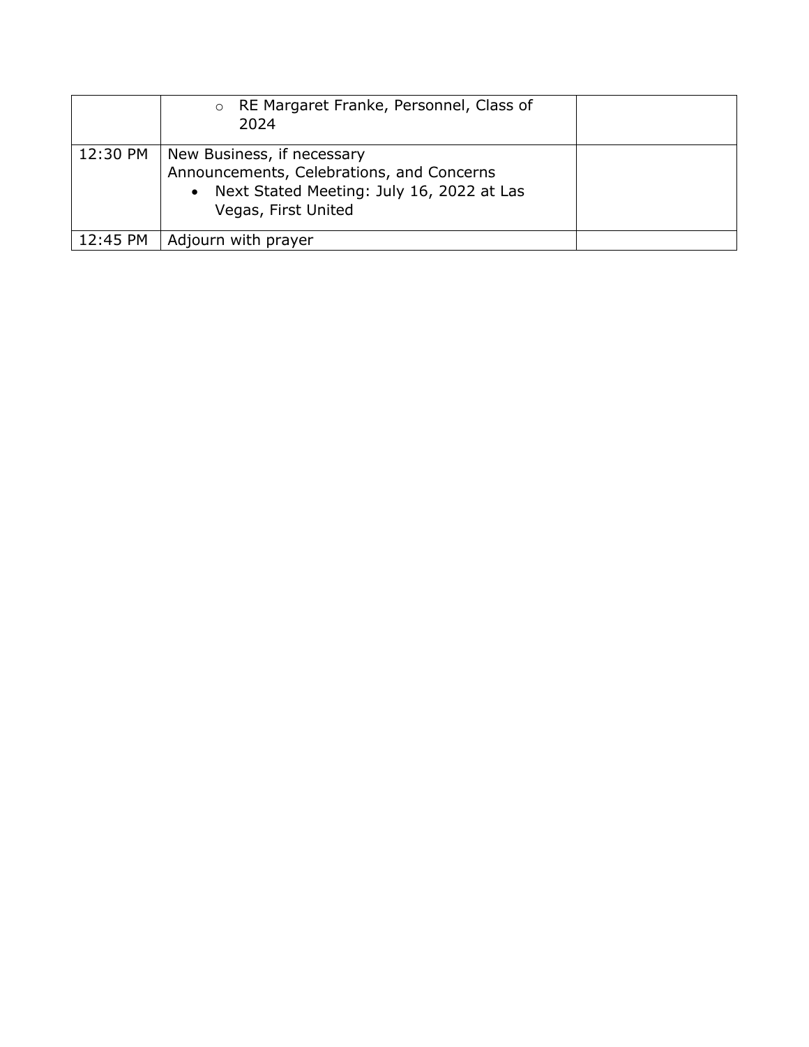| | | |
|---|---|---|
| | ○ RE Margaret Franke, Personnel, Class of 2024 | |
| 12:30 PM | New Business, if necessary<br>Announcements, Celebrations, and Concerns<br>• Next Stated Meeting: July 16, 2022 at Las Vegas, First United | |
| 12:45 PM | Adjourn with prayer | |